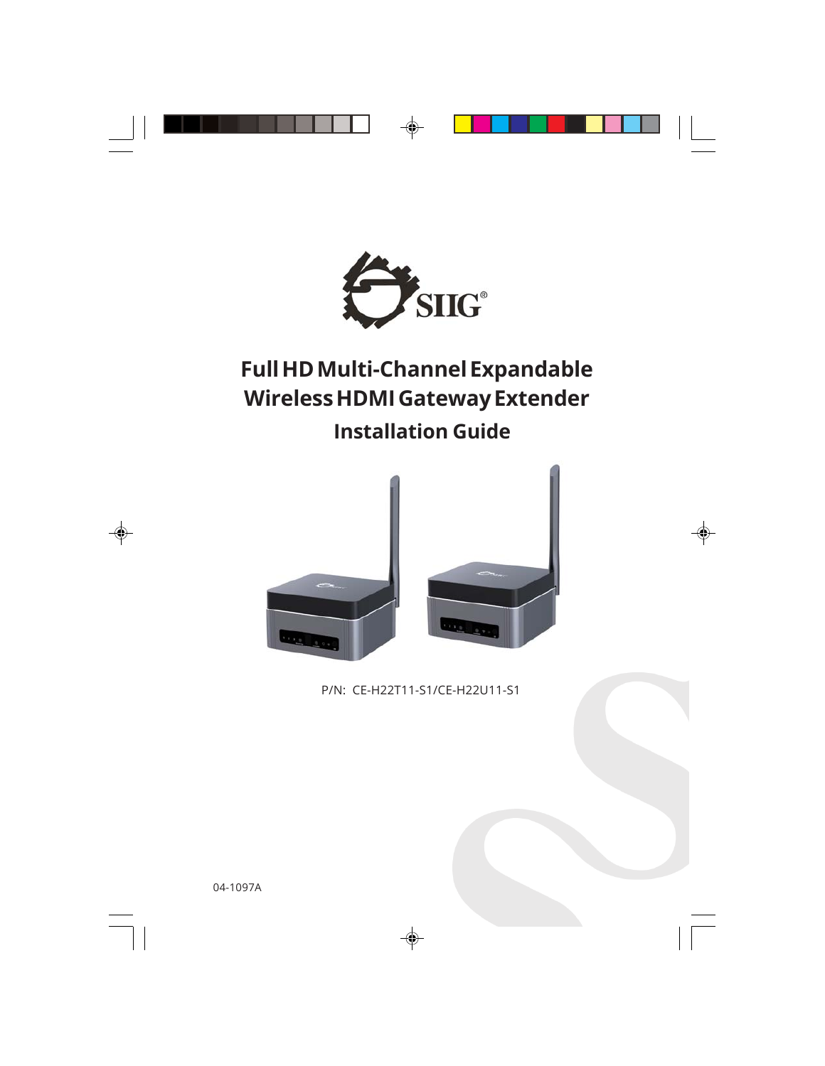SIIG®

# Full HD Multi-Channel Expandable Wireless HDMI Gateway Extender

## Installation Guide

P/N: CE-H22T11-S1/CE-H22U11-S1

04-1097A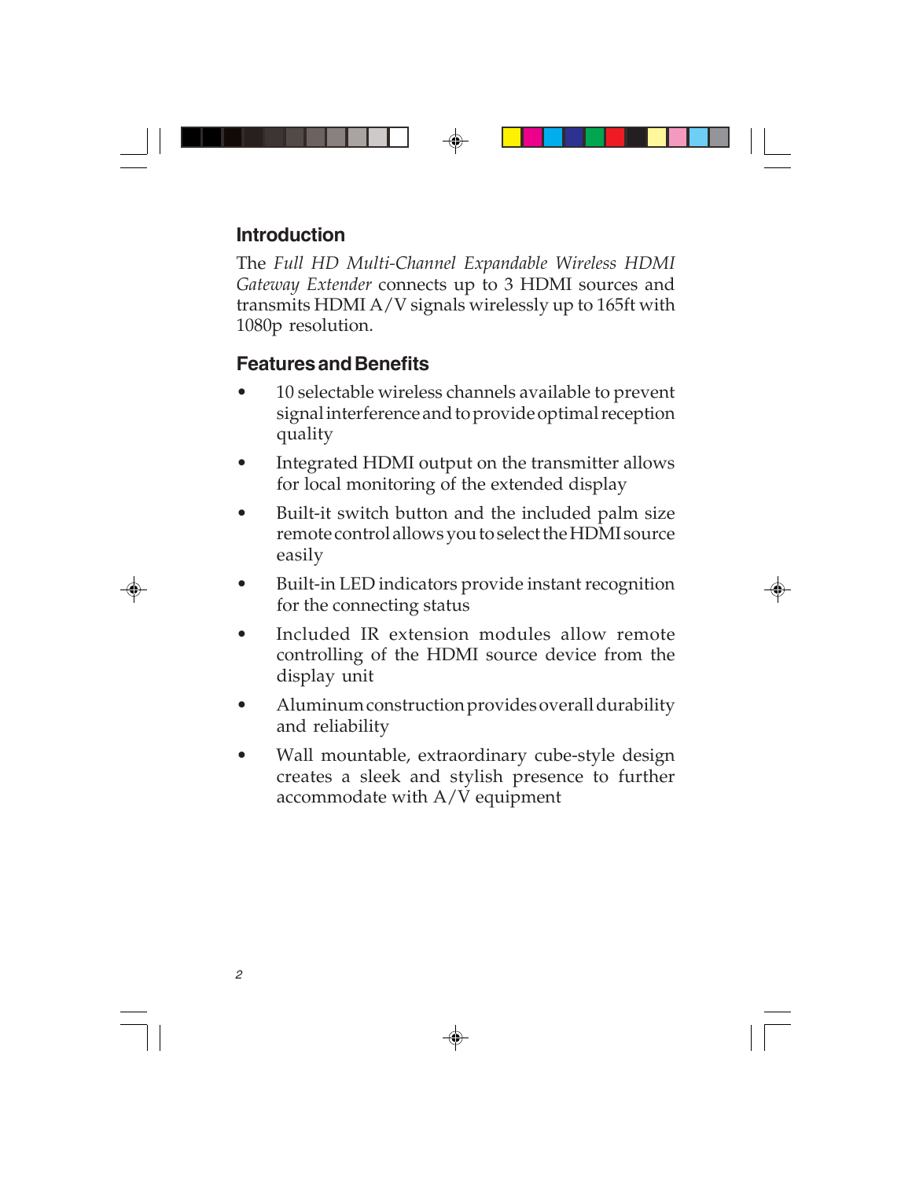## Introduction

The *Full HD Multi-Channel Expandable Wireless HDMI Gateway Extender* connects up to 3 HDMI sources and transmits HDMI A/V signals wirelessly up to 165ft with 1080p resolution.

## Features and Benefits

- 10 selectable wireless channels available to prevent signal interference and to provide optimal reception quality
- Integrated HDMI output on the transmitter allows for local monitoring of the extended display
- Built-it switch button and the included palm size remote control allows you to select the HDMI source easily
- Built-in LED indicators provide instant recognition for the connecting status
- Included IR extension modules allow remote controlling of the HDMI source device from the display unit
- Aluminum construction provides overall durability and reliability
- Wall mountable, extraordinary cube-style design creates a sleek and stylish presence to further accommodate with A/V equipment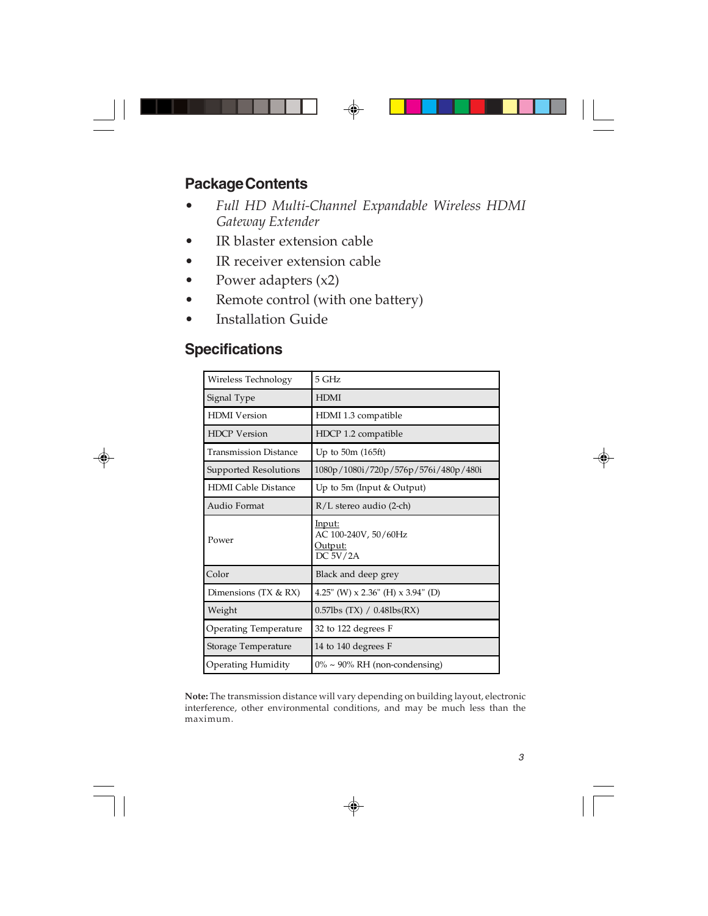## Package Contents

- *Full HD Multi-Channel Expandable Wireless HDMI Gateway Extender*
- IR blaster extension cable
- IR receiver extension cable
- Power adapters (x2)
- Remote control (with one battery)
- Installation Guide

## Specifications

| | |
|---|---|
| Wireless Technology | 5 GHz |
| Signal Type | HDMI |
| HDMI Version | HDMI 1.3 compatible |
| HDCP Version | HDCP 1.2 compatible |
| Transmission Distance | Up to 50m (165ft) |
| Supported Resolutions | 1080p/1080i/720p/576p/576i/480p/480i |
| HDMI Cable Distance | Up to 5m (Input & Output) |
| Audio Format | R/L stereo audio (2-ch) |
| Power | Input:<br>AC 100-240V, 50/60Hz<br>Output:<br>DC 5V/2A |
| Color | Black and deep grey |
| Dimensions (TX & RX) | 4.25" (W) x 2.36" (H) x 3.94" (D) |
| Weight | 0.57lbs (TX) / 0.48lbs(RX) |
| Operating Temperature | 32 to 122 degrees F |
| Storage Temperature | 14 to 140 degrees F |
| Operating Humidity | 0% ~ 90% RH (non-condensing) |

**Note:** The transmission distance will vary depending on building layout, electronic interference, other environmental conditions, and may be much less than the maximum.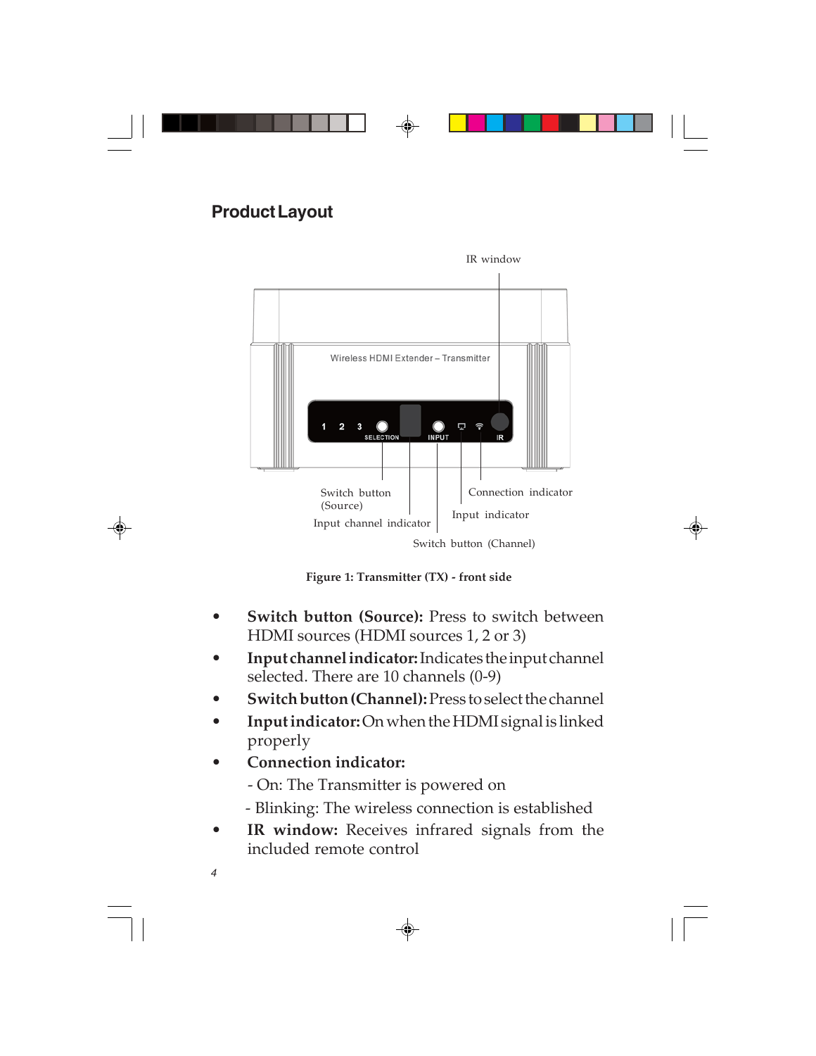## Product Layout

Figure 1: Transmitter (TX) - front side

- **Switch button (Source):** Press to switch between HDMI sources (HDMI sources 1, 2 or 3)
- **Input channel indicator:** Indicates the input channel selected. There are 10 channels (0-9)
- **Switch button (Channel):** Press to select the channel
- **Input indicator:** On when the HDMI signal is linked properly
- **Connection indicator:**

  - On: The Transmitter is powered on

  - Blinking: The wireless connection is established
- **IR window:** Receives infrared signals from the included remote control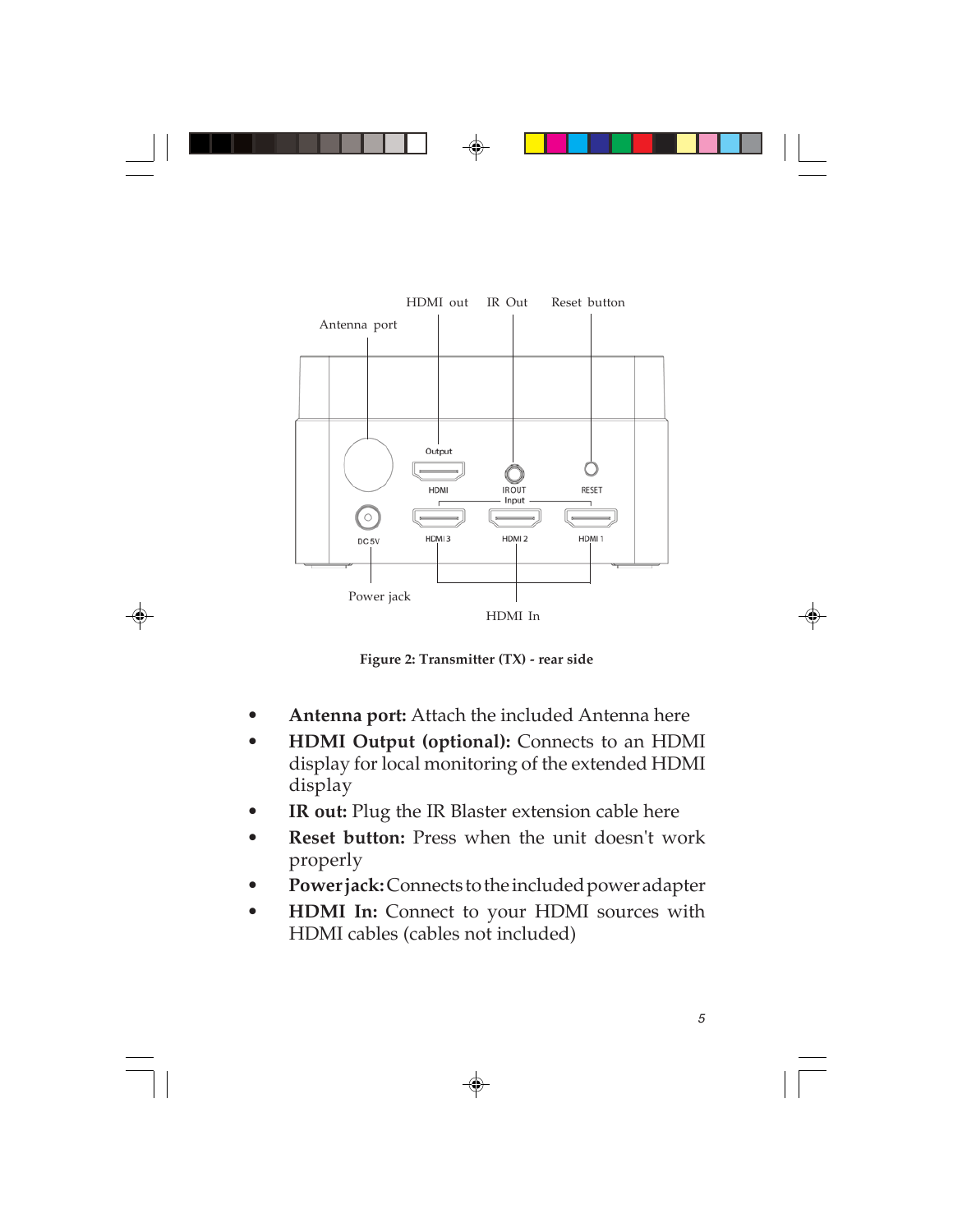Figure 2: Transmitter (TX) - rear side

- **Antenna port:** Attach the included Antenna here
- **HDMI Output (optional):** Connects to an HDMI display for local monitoring of the extended HDMI display
- **IR out:** Plug the IR Blaster extension cable here
- **Reset button:** Press when the unit doesn't work properly
- **Power jack:** Connects to the included power adapter
- **HDMI In:** Connect to your HDMI sources with HDMI cables (cables not included)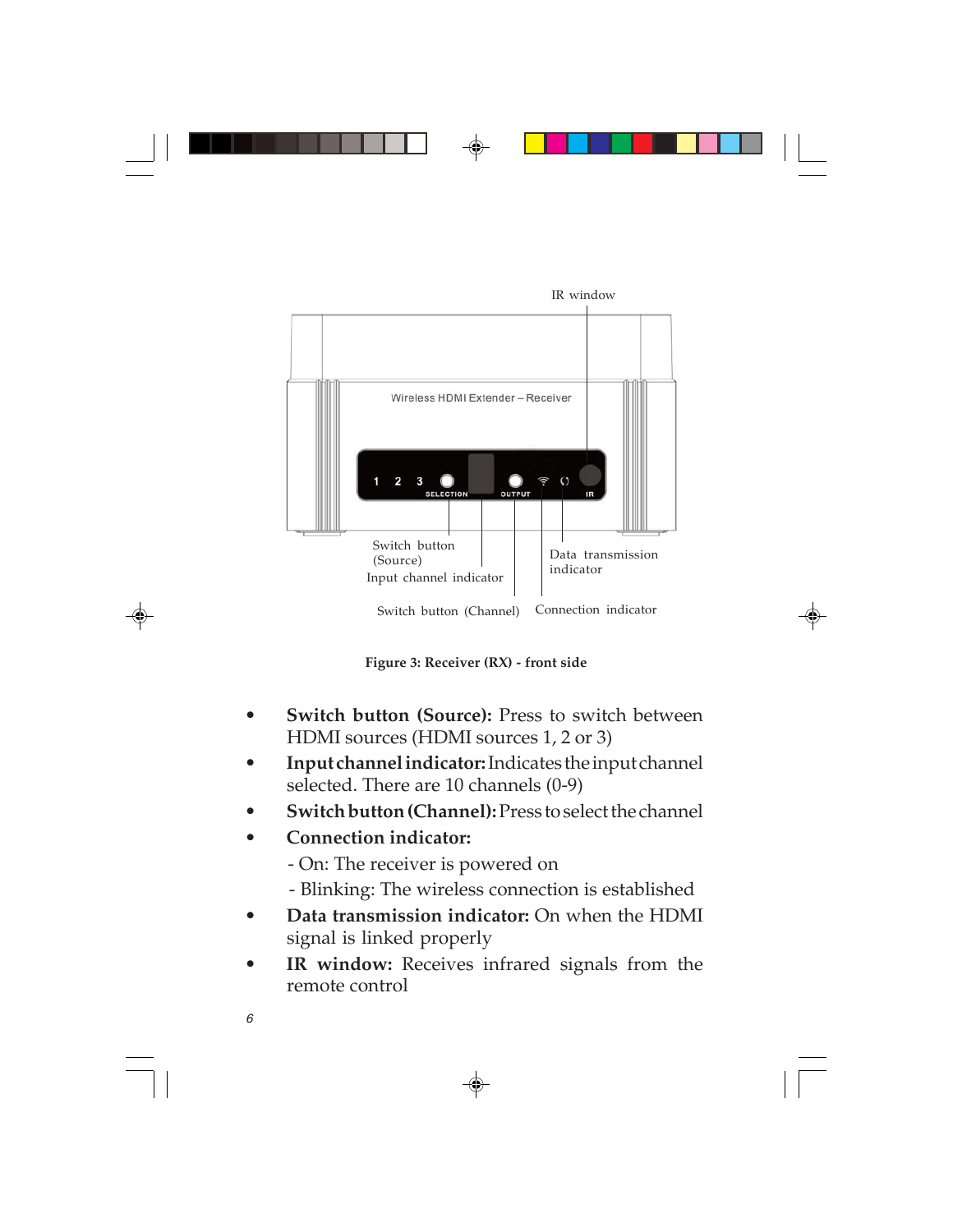**Figure 3: Receiver (RX) - front side**

- **Switch button (Source):** Press to switch between HDMI sources (HDMI sources 1, 2 or 3)
- **Input channel indicator:** Indicates the input channel selected. There are 10 channels (0-9)
- **Switch button (Channel):** Press to select the channel
- **Connection indicator:**
  - On: The receiver is powered on
  - Blinking: The wireless connection is established
- **Data transmission indicator:** On when the HDMI signal is linked properly
- **IR window:** Receives infrared signals from the remote control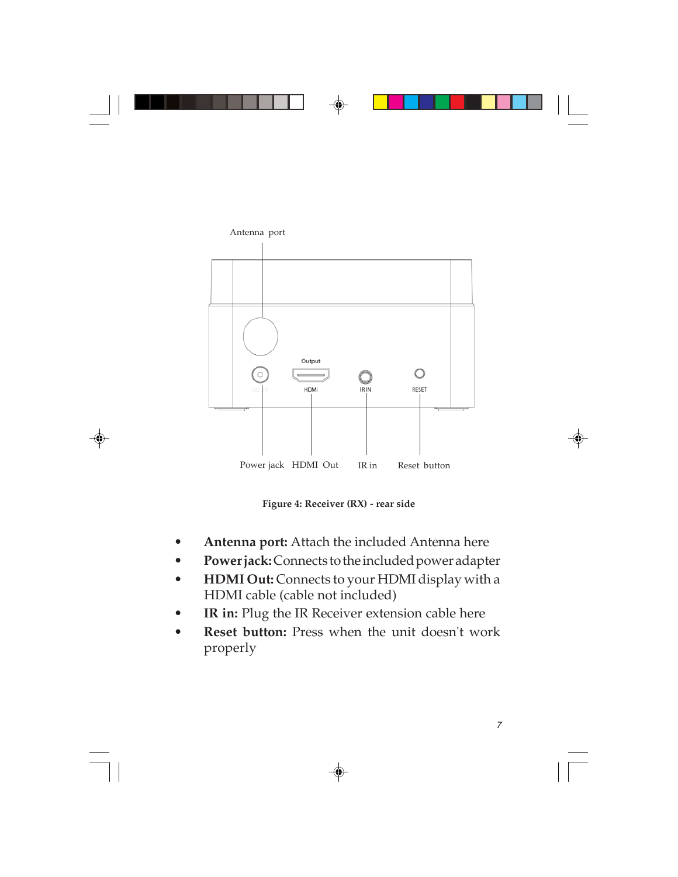Antenna port

Output

HDMI

IR IN

RESET

Power jack HDMI Out IR in Reset button

**Figure 4: Receiver (RX) - rear side**

- **Antenna port:** Attach the included Antenna here
- **Power jack:** Connects to the included power adapter
- **HDMI Out:** Connects to your HDMI display with a HDMI cable (cable not included)
- **IR in:** Plug the IR Receiver extension cable here
- **Reset button:** Press when the unit doesn't work properly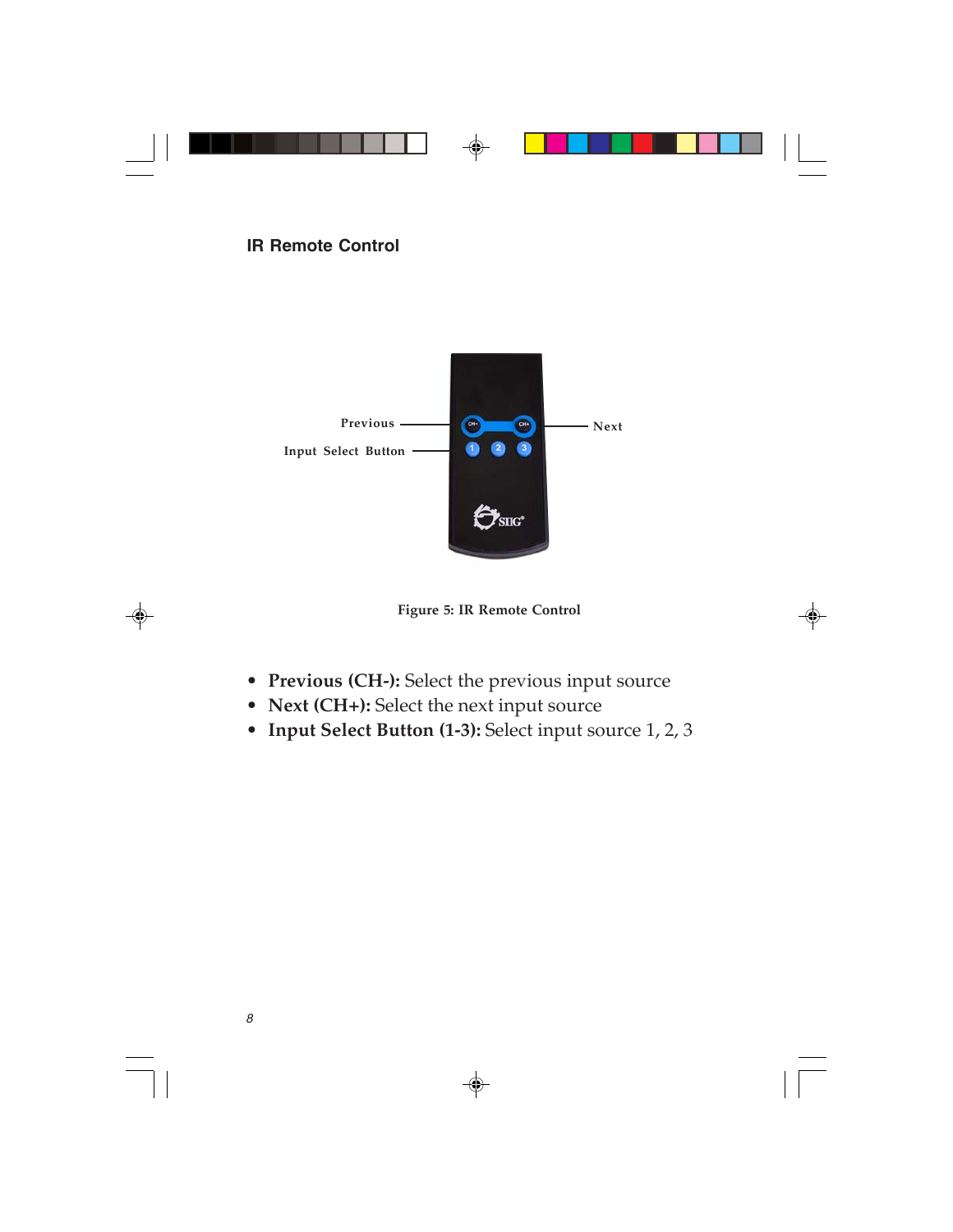## IR Remote Control

Figure 5: IR Remote Control

- **Previous (CH-):** Select the previous input source
- **Next (CH+):** Select the next input source
- **Input Select Button (1-3):** Select input source 1, 2, 3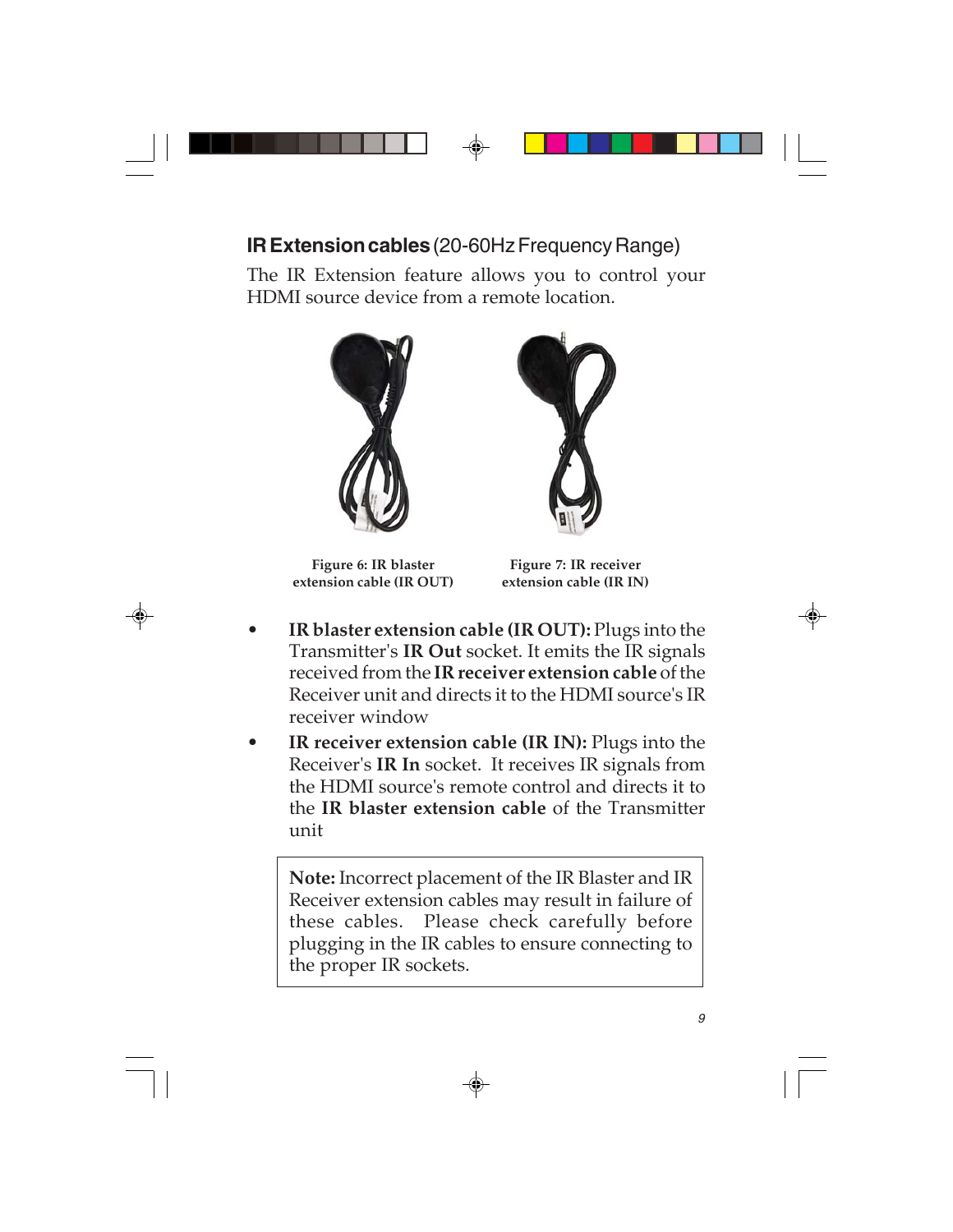## **IR Extension cables** (20-60Hz Frequency Range)

The IR Extension feature allows you to control your HDMI source device from a remote location.

**Figure 6: IR blaster extension cable (IR OUT)**

**Figure 7: IR receiver extension cable (IR IN)**

- **IR blaster extension cable (IR OUT):** Plugs into the Transmitter's **IR Out** socket. It emits the IR signals received from the **IR receiver extension cable** of the Receiver unit and directs it to the HDMI source's IR receiver window
- **IR receiver extension cable (IR IN):** Plugs into the Receiver's **IR In** socket. It receives IR signals from the HDMI source's remote control and directs it to the **IR blaster extension cable** of the Transmitter unit

> **Note:** Incorrect placement of the IR Blaster and IR Receiver extension cables may result in failure of these cables. Please check carefully before plugging in the IR cables to ensure connecting to the proper IR sockets.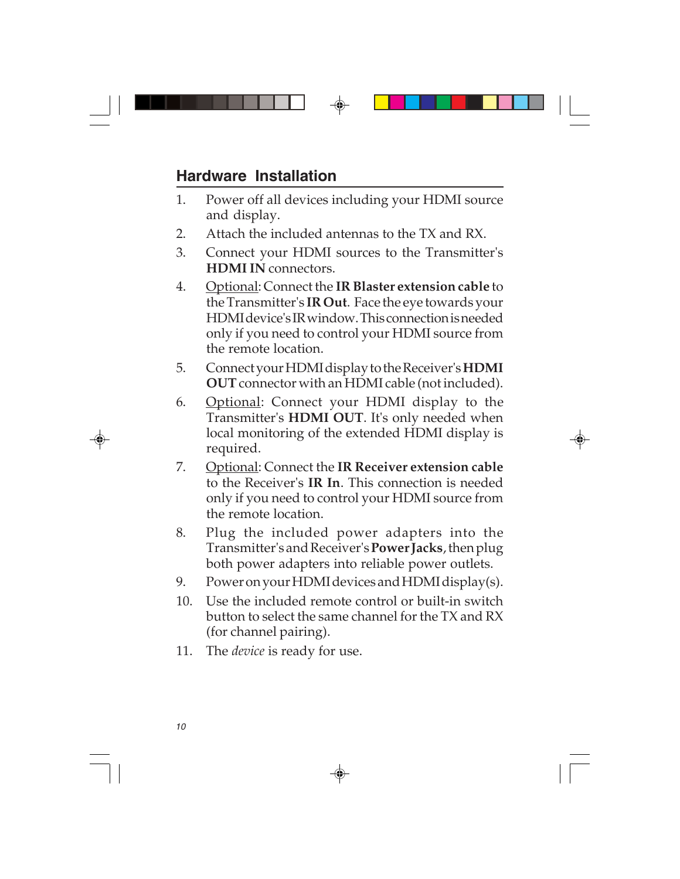## Hardware Installation

1. Power off all devices including your HDMI source and display.
2. Attach the included antennas to the TX and RX.
3. Connect your HDMI sources to the Transmitter's **HDMI IN** connectors.
4. <u>Optional</u>: Connect the **IR Blaster extension cable** to the Transmitter's **IR Out**. Face the eye towards your HDMI device's IR window. This connection is needed only if you need to control your HDMI source from the remote location.
5. Connect your HDMI display to the Receiver's **HDMI OUT** connector with an HDMI cable (not included).
6. <u>Optional</u>: Connect your HDMI display to the Transmitter's **HDMI OUT**. It's only needed when local monitoring of the extended HDMI display is required.
7. <u>Optional</u>: Connect the **IR Receiver extension cable** to the Receiver's **IR In**. This connection is needed only if you need to control your HDMI source from the remote location.
8. Plug the included power adapters into the Transmitter's and Receiver's **Power Jacks**, then plug both power adapters into reliable power outlets.
9. Power on your HDMI devices and HDMI display(s).
10. Use the included remote control or built-in switch button to select the same channel for the TX and RX (for channel pairing).
11. The *device* is ready for use.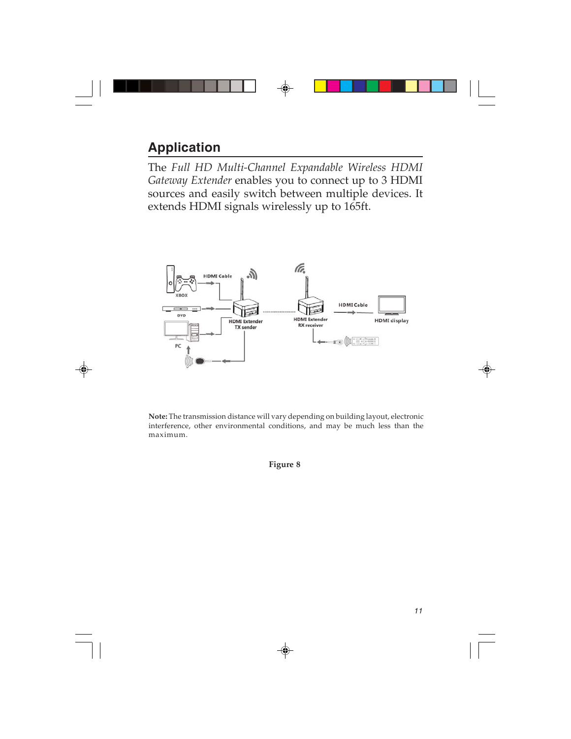## Application

The *Full HD Multi-Channel Expandable Wireless HDMI Gateway Extender* enables you to connect up to 3 HDMI sources and easily switch between multiple devices. It extends HDMI signals wirelessly up to 165ft.

**Note:** The transmission distance will vary depending on building layout, electronic interference, other environmental conditions, and may be much less than the maximum.

**Figure 8**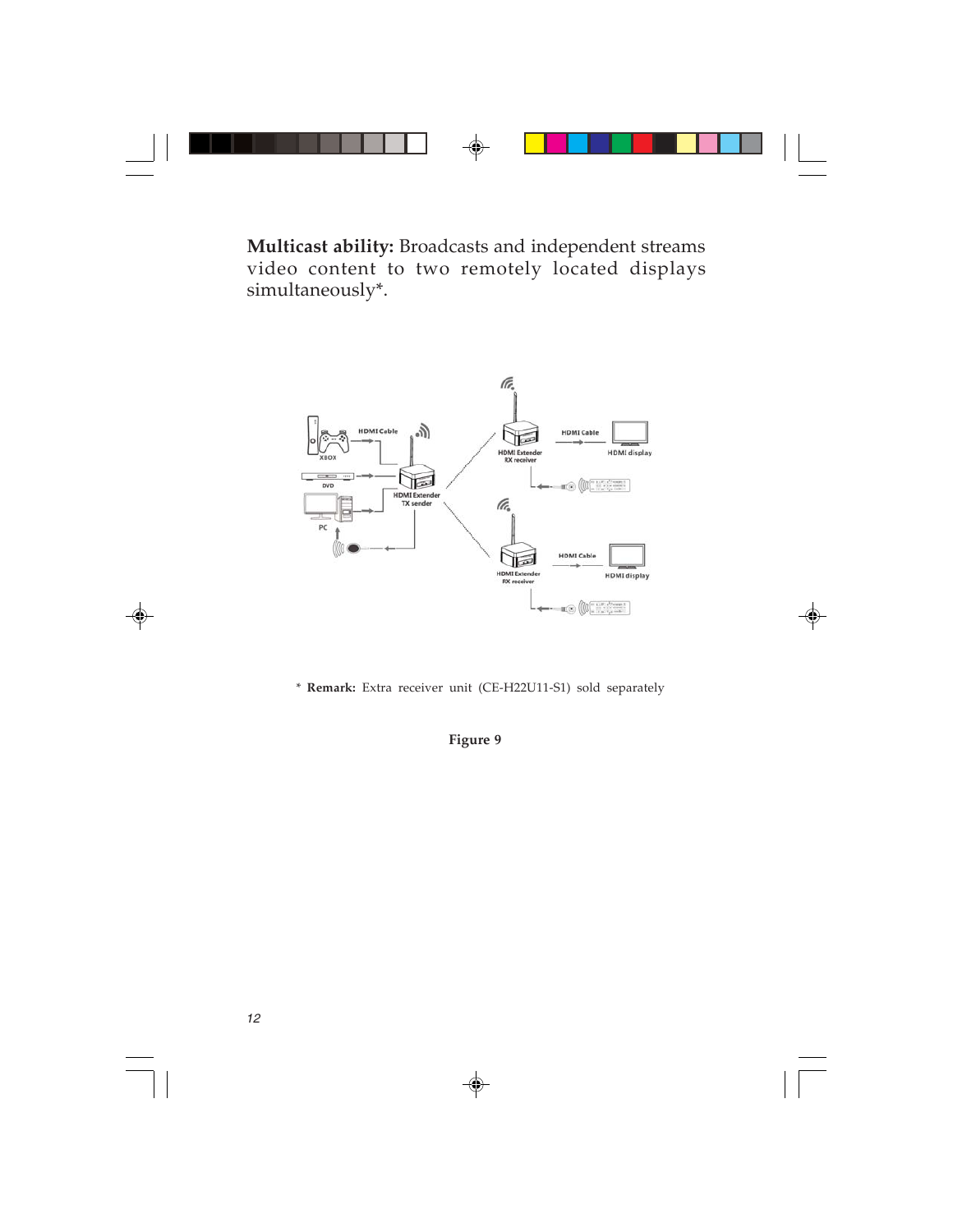**Multicast ability:** Broadcasts and independent streams video content to two remotely located displays simultaneously*.

* **Remark:** Extra receiver unit (CE-H22U11-S1) sold separately

**Figure 9**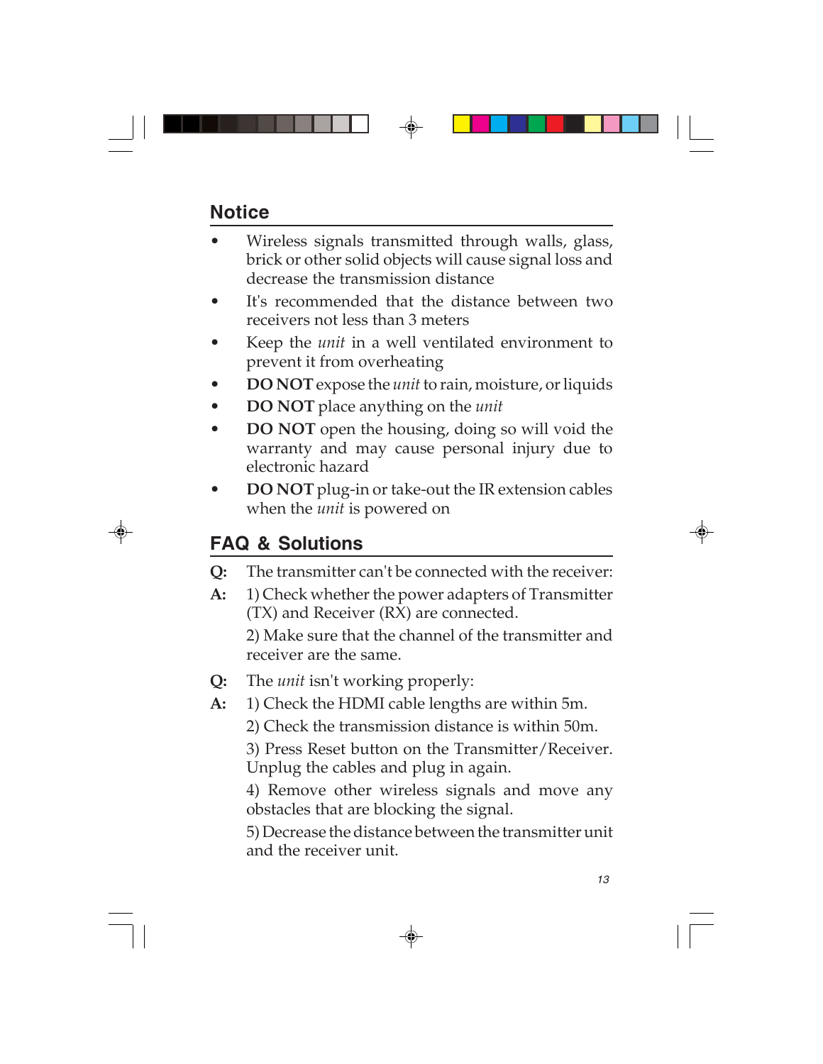## Notice

- Wireless signals transmitted through walls, glass, brick or other solid objects will cause signal loss and decrease the transmission distance
- It's recommended that the distance between two receivers not less than 3 meters
- Keep the *unit* in a well ventilated environment to prevent it from overheating
- **DO NOT** expose the *unit* to rain, moisture, or liquids
- **DO NOT** place anything on the *unit*
- **DO NOT** open the housing, doing so will void the warranty and may cause personal injury due to electronic hazard
- **DO NOT** plug-in or take-out the IR extension cables when the *unit* is powered on

## FAQ & Solutions

**Q:** The transmitter can't be connected with the receiver:

**A:** 1) Check whether the power adapters of Transmitter (TX) and Receiver (RX) are connected.

2) Make sure that the channel of the transmitter and receiver are the same.

**Q:** The *unit* isn't working properly:

**A:** 1) Check the HDMI cable lengths are within 5m.

2) Check the transmission distance is within 50m.

3) Press Reset button on the Transmitter/Receiver. Unplug the cables and plug in again.

4) Remove other wireless signals and move any obstacles that are blocking the signal.

5) Decrease the distance between the transmitter unit and the receiver unit.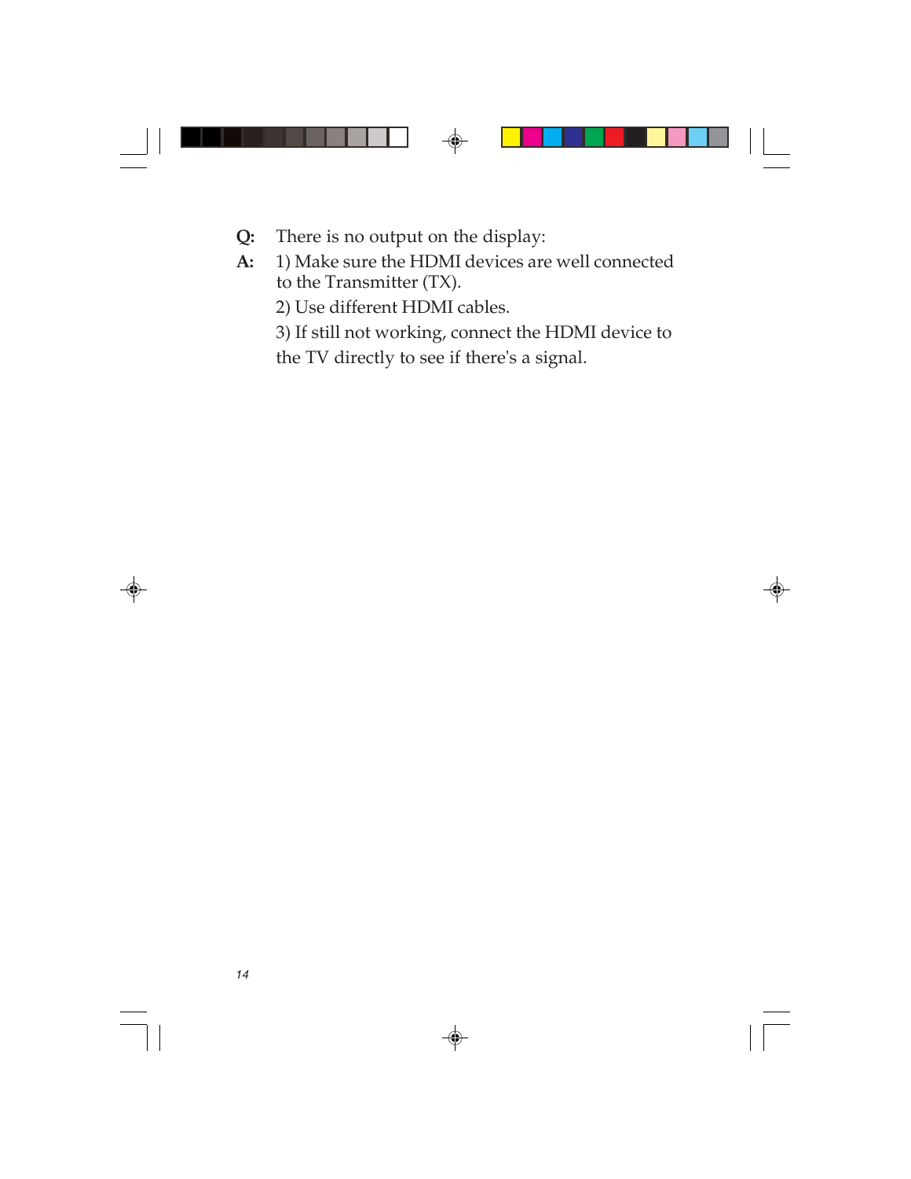**Q:** There is no output on the display:

**A:** 1) Make sure the HDMI devices are well connected to the Transmitter (TX).

2) Use different HDMI cables.

3) If still not working, connect the HDMI device to the TV directly to see if there's a signal.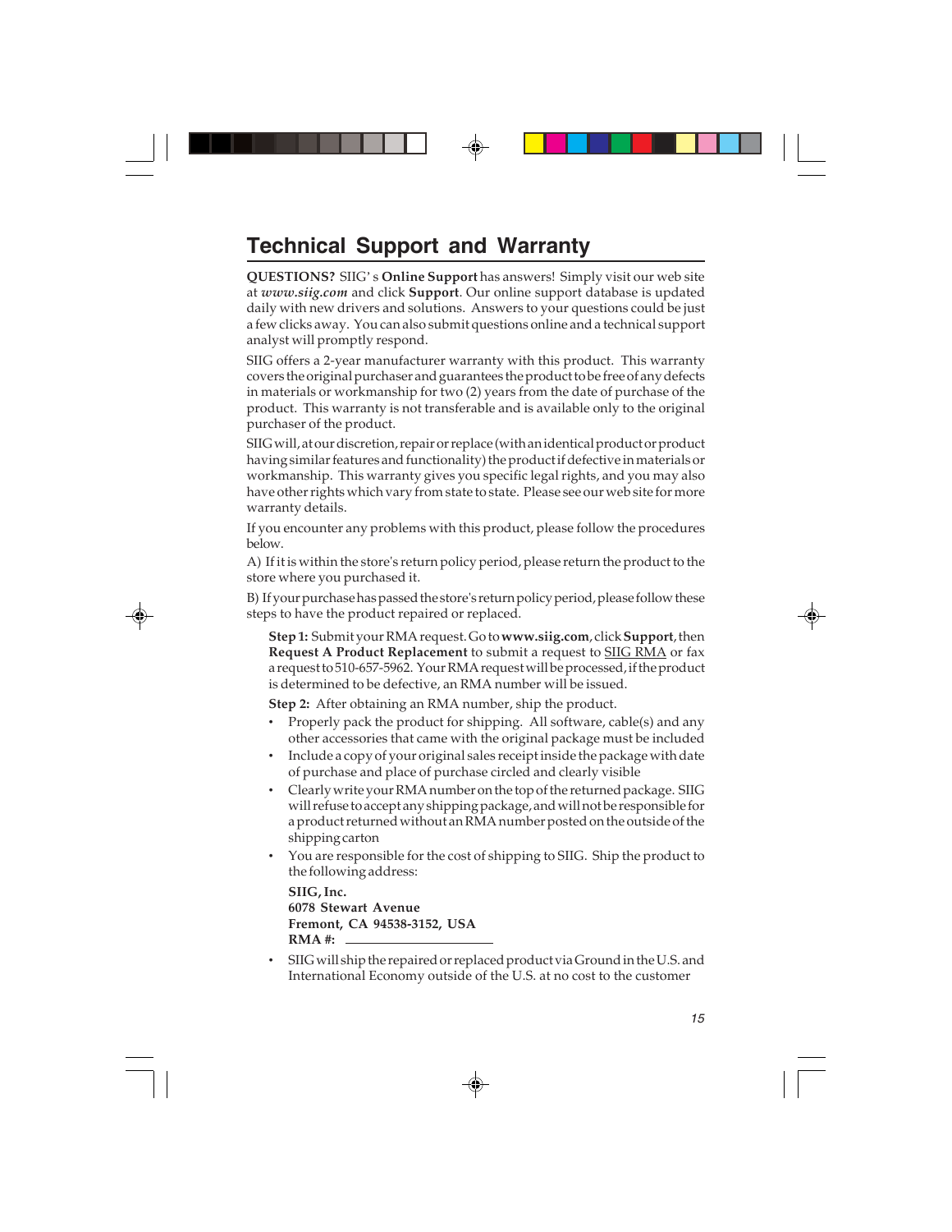# Technical Support and Warranty

**QUESTIONS?** SIIG' s **Online Support** has answers! Simply visit our web site at ***www.siig.com*** and click **Support**. Our online support database is updated daily with new drivers and solutions. Answers to your questions could be just a few clicks away. You can also submit questions online and a technical support analyst will promptly respond.

SIIG offers a 2-year manufacturer warranty with this product. This warranty covers the original purchaser and guarantees the product to be free of any defects in materials or workmanship for two (2) years from the date of purchase of the product. This warranty is not transferable and is available only to the original purchaser of the product.

SIIG will, at our discretion, repair or replace (with an identical product or product having similar features and functionality) the product if defective in materials or workmanship. This warranty gives you specific legal rights, and you may also have other rights which vary from state to state. Please see our web site for more warranty details.

If you encounter any problems with this product, please follow the procedures below.

A) If it is within the store's return policy period, please return the product to the store where you purchased it.

B) If your purchase has passed the store's return policy period, please follow these steps to have the product repaired or replaced.

**Step 1:** Submit your RMA request. Go to **www.siig.com**, click **Support**, then **Request A Product Replacement** to submit a request to SIIG RMA or fax a request to 510-657-5962. Your RMA request will be processed, if the product is determined to be defective, an RMA number will be issued.

**Step 2:** After obtaining an RMA number, ship the product.

- Properly pack the product for shipping. All software, cable(s) and any other accessories that came with the original package must be included
- Include a copy of your original sales receipt inside the package with date of purchase and place of purchase circled and clearly visible
- Clearly write your RMA number on the top of the returned package. SIIG will refuse to accept any shipping package, and will not be responsible for a product returned without an RMA number posted on the outside of the shipping carton
- You are responsible for the cost of shipping to SIIG. Ship the product to the following address:

  **SIIG, Inc.**
  **6078 Stewart Avenue**
  **Fremont, CA 94538-3152, USA**
  **RMA #:** ____________________

- SIIG will ship the repaired or replaced product via Ground in the U.S. and International Economy outside of the U.S. at no cost to the customer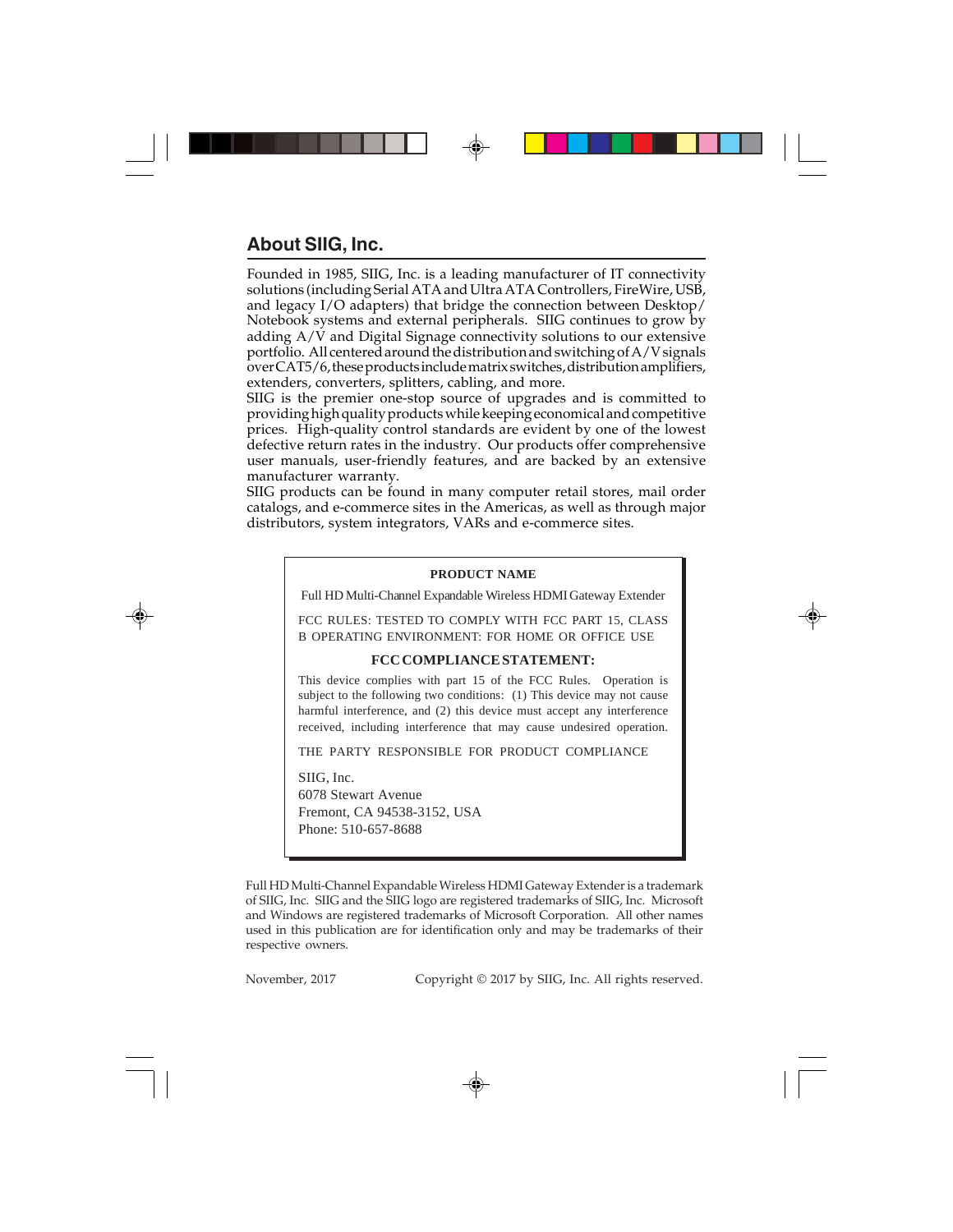## About SIIG, Inc.

Founded in 1985, SIIG, Inc. is a leading manufacturer of IT connectivity solutions (including Serial ATA and Ultra ATA Controllers, FireWire, USB, and legacy I/O adapters) that bridge the connection between Desktop/ Notebook systems and external peripherals. SIIG continues to grow by adding A/V and Digital Signage connectivity solutions to our extensive portfolio. All centered around the distribution and switching of A/V signals over CAT5/6, these products include matrix switches, distribution amplifiers, extenders, converters, splitters, cabling, and more.

SIIG is the premier one-stop source of upgrades and is committed to providing high quality products while keeping economical and competitive prices. High-quality control standards are evident by one of the lowest defective return rates in the industry. Our products offer comprehensive user manuals, user-friendly features, and are backed by an extensive manufacturer warranty.

SIIG products can be found in many computer retail stores, mail order catalogs, and e-commerce sites in the Americas, as well as through major distributors, system integrators, VARs and e-commerce sites.

**PRODUCT NAME**

Full HD Multi-Channel Expandable Wireless HDMI Gateway Extender

FCC RULES: TESTED TO COMPLY WITH FCC PART 15, CLASS B OPERATING ENVIRONMENT: FOR HOME OR OFFICE USE

**FCC COMPLIANCE STATEMENT:**

This device complies with part 15 of the FCC Rules. Operation is subject to the following two conditions: (1) This device may not cause harmful interference, and (2) this device must accept any interference received, including interference that may cause undesired operation.

THE PARTY RESPONSIBLE FOR PRODUCT COMPLIANCE

SIIG, Inc.
6078 Stewart Avenue
Fremont, CA 94538-3152, USA
Phone: 510-657-8688

Full HD Multi-Channel Expandable Wireless HDMI Gateway Extender is a trademark of SIIG, Inc. SIIG and the SIIG logo are registered trademarks of SIIG, Inc. Microsoft and Windows are registered trademarks of Microsoft Corporation. All other names used in this publication are for identification only and may be trademarks of their respective owners.

November, 2017 Copyright © 2017 by SIIG, Inc. All rights reserved.